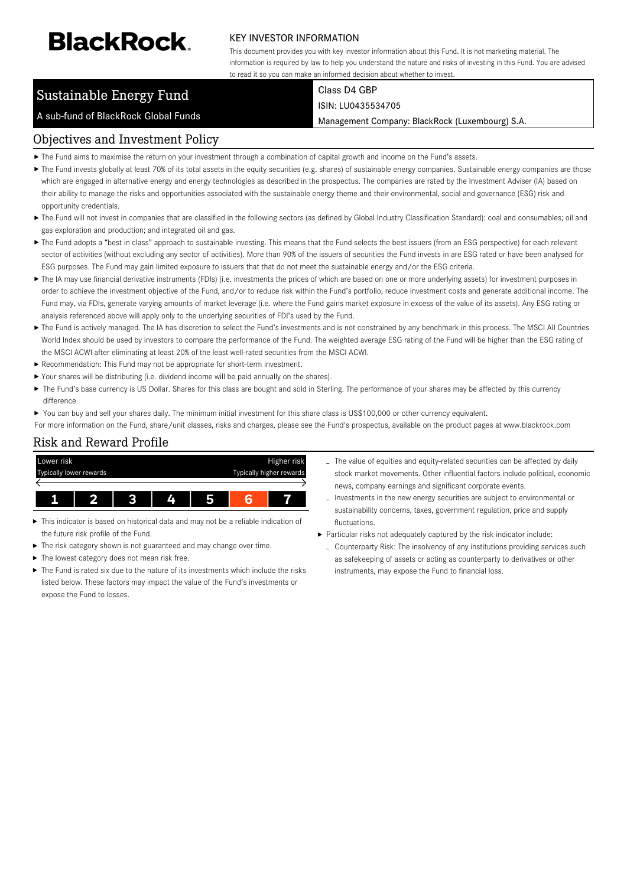**BlackRock.**

KEY INVESTOR INFORMATION

This document provides you with key investor information about this Fund. It is not marketing material. The information is required by law to help you understand the nature and risks of investing in this Fund. You are advised to read it so you can make an informed decision about whether to invest.

# Sustainable Energy Fund

A sub-fund of BlackRock Global Funds

Class D4 GBP

ISIN: LU0435534705

Management Company: BlackRock (Luxembourg) S.A.

## Objectives and Investment Policy

- The Fund aims to maximise the return on your investment through a combination of capital growth and income on the Fund's assets.
- The Fund invests globally at least 70% of its total assets in the equity securities (e.g. shares) of sustainable energy companies. Sustainable energy companies are those which are engaged in alternative energy and energy technologies as described in the prospectus. The companies are rated by the Investment Adviser (IA) based on their ability to manage the risks and opportunities associated with the sustainable energy theme and their environmental, social and governance (ESG) risk and opportunity credentials.
- The Fund will not invest in companies that are classified in the following sectors (as defined by Global Industry Classification Standard): coal and consumables; oil and gas exploration and production; and integrated oil and gas.
- The Fund adopts a "best in class" approach to sustainable investing. This means that the Fund selects the best issuers (from an ESG perspective) for each relevant sector of activities (without excluding any sector of activities). More than 90% of the issuers of securities the Fund invests in are ESG rated or have been analysed for ESG purposes. The Fund may gain limited exposure to issuers that do not meet the sustainable energy and/or the ESG criteria.
- The IA may use financial derivative instruments (FDIs) (i.e. investments the prices of which are based on one or more underlying assets) for investment purposes in order to achieve the investment objective of the Fund, and/or to reduce risk within the Fund's portfolio, reduce investment costs and generate additional income. The Fund may, via FDIs, generate varying amounts of market leverage (i.e. where the Fund gains market exposure in excess of the value of its assets). Any ESG rating or analysis referenced above will apply only to the underlying securities of FDI's used by the Fund.
- The Fund is actively managed. The IA has discretion to select the Fund's investments and is not constrained by any benchmark in this process. The MSCI All Countries World Index should be used by investors to compare the performance of the Fund. The weighted average ESG rating of the Fund will be higher than the ESG rating of the MSCI ACWI after eliminating at least 20% of the least well-rated securities from the MSCI ACWI.
- Recommendation: This Fund may not be appropriate for short-term investment.
- Your shares will be distributing (i.e. dividend income will be paid annually on the shares).
- The Fund's base currency is US Dollar. Shares for this class are bought and sold in Sterling. The performance of your shares may be affected by this currency difference.
- You can buy and sell your shares daily. The minimum initial investment for this share class is US$100,000 or other currency equivalent.

For more information on the Fund, share/unit classes, risks and charges, please see the Fund's prospectus, available on the product pages at www.blackrock.com

## Risk and Reward Profile

| Lower risk | | | | | | Higher risk |
|---|---|---|---|---|---|---|
| Typically lower rewards | | | | | | Typically higher rewards |
| 1 | 2 | 3 | 4 | 5 | **6** | 7 |

- This indicator is based on historical data and may not be a reliable indication of the future risk profile of the Fund.
- The risk category shown is not guaranteed and may change over time.
- The lowest category does not mean risk free.
- The Fund is rated six due to the nature of its investments which include the risks listed below. These factors may impact the value of the Fund's investments or expose the Fund to losses.
  - The value of equities and equity-related securities can be affected by daily stock market movements. Other influential factors include political, economic news, company earnings and significant corporate events.
  - Investments in the new energy securities are subject to environmental or sustainability concerns, taxes, government regulation, price and supply fluctuations.
- Particular risks not adequately captured by the risk indicator include:
  - Counterparty Risk: The insolvency of any institutions providing services such as safekeeping of assets or acting as counterparty to derivatives or other instruments, may expose the Fund to financial loss.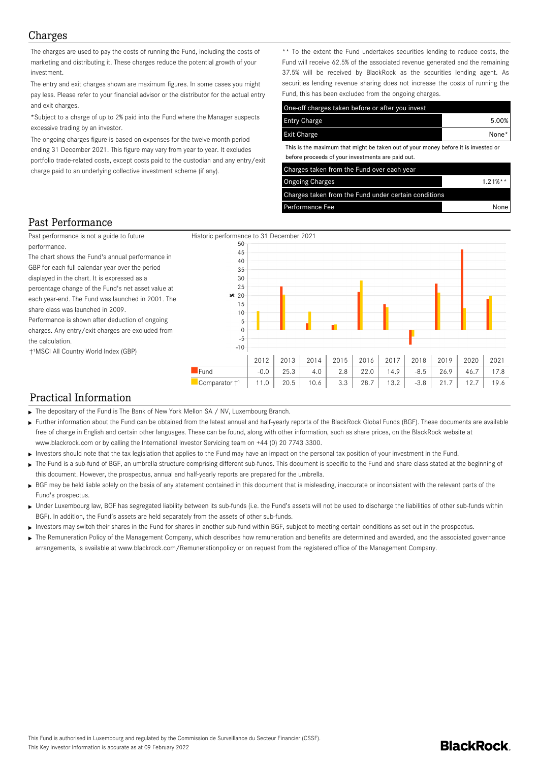## Charges

The charges are used to pay the costs of running the Fund, including the costs of marketing and distributing it. These charges reduce the potential growth of your investment.

The entry and exit charges shown are maximum figures. In some cases you might pay less. Please refer to your financial advisor or the distributor for the actual entry and exit charges.

*Subject to a charge of up to 2% paid into the Fund where the Manager suspects excessive trading by an investor.

The ongoing charges figure is based on expenses for the twelve month period ending 31 December 2021. This figure may vary from year to year. It excludes portfolio trade-related costs, except costs paid to the custodian and any entry/exit charge paid to an underlying collective investment scheme (if any).

** To the extent the Fund undertakes securities lending to reduce costs, the Fund will receive 62.5% of the associated revenue generated and the remaining 37.5% will be received by BlackRock as the securities lending agent. As securities lending revenue sharing does not increase the costs of running the Fund, this has been excluded from the ongoing charges.

| One-off charges taken before or after you invest | |
|---|---|
| Entry Charge | 5.00% |
| Exit Charge | None* |

This is the maximum that might be taken out of your money before it is invested or before proceeds of your investments are paid out.

| Charges taken from the Fund over each year | |
|---|---|
| Ongoing Charges | 1.21%** |

| Charges taken from the Fund under certain conditions | |
|---|---|
| Performance Fee | None |

## Past Performance

Past performance is not a guide to future performance.

The chart shows the Fund's annual performance in GBP for each full calendar year over the period displayed in the chart. It is expressed as a percentage change of the Fund's net asset value at each year-end. The Fund was launched in 2001. The share class was launched in 2009.

Performance is shown after deduction of ongoing charges. Any entry/exit charges are excluded from the calculation.

†[1]MSCI All Country World Index (GBP)

Historic performance to 31 December 2021

%

50 45 40 35 30 25 20 15 10 5 0 -5 -10

| | 2012 | 2013 | 2014 | 2015 | 2016 | 2017 | 2018 | 2019 | 2020 | 2021 |
|---|---|---|---|---|---|---|---|---|---|---|
| Fund | -0.0 | 25.3 | 4.0 | 2.8 | 22.0 | 14.9 | -8.5 | 26.9 | 46.7 | 17.8 |
| Comparator †[1] | 11.0 | 20.5 | 10.6 | 3.3 | 28.7 | 13.2 | -3.8 | 21.7 | 12.7 | 19.6 |

## Practical Information

- The depositary of the Fund is The Bank of New York Mellon SA / NV, Luxembourg Branch.
- Further information about the Fund can be obtained from the latest annual and half-yearly reports of the BlackRock Global Funds (BGF). These documents are available free of charge in English and certain other languages. These can be found, along with other information, such as share prices, on the BlackRock website at www.blackrock.com or by calling the International Investor Servicing team on +44 (0) 20 7743 3300.
- Investors should note that the tax legislation that applies to the Fund may have an impact on the personal tax position of your investment in the Fund.
- The Fund is a sub-fund of BGF, an umbrella structure comprising different sub-funds. This document is specific to the Fund and share class stated at the beginning of this document. However, the prospectus, annual and half-yearly reports are prepared for the umbrella.
- BGF may be held liable solely on the basis of any statement contained in this document that is misleading, inaccurate or inconsistent with the relevant parts of the Fund's prospectus.
- Under Luxembourg law, BGF has segregated liability between its sub-funds (i.e. the Fund's assets will not be used to discharge the liabilities of other sub-funds within BGF). In addition, the Fund's assets are held separately from the assets of other sub-funds.
- Investors may switch their shares in the Fund for shares in another sub-fund within BGF, subject to meeting certain conditions as set out in the prospectus.
- The Remuneration Policy of the Management Company, which describes how remuneration and benefits are determined and awarded, and the associated governance arrangements, is available at www.blackrock.com/Remunerationpolicy or on request from the registered office of the Management Company.

This Fund is authorised in Luxembourg and regulated by the Commission de Surveillance du Secteur Financier (CSSF).
This Key Investor Information is accurate as at 09 February 2022

BlackRock.